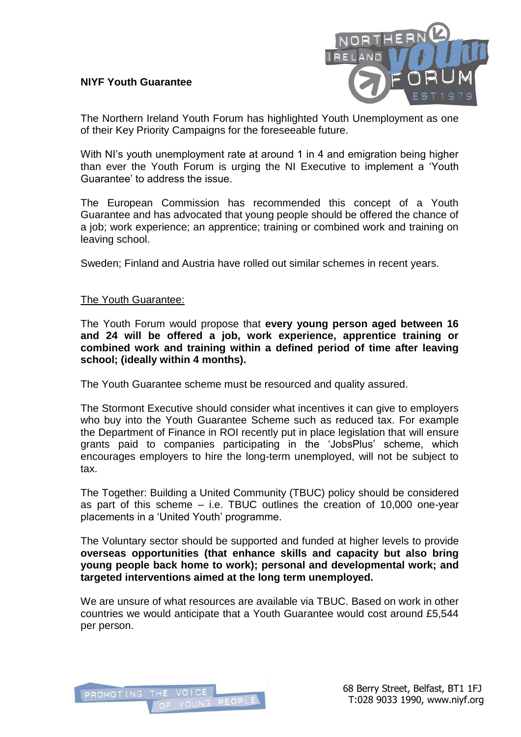**NIYF Youth Guarantee**

The Northern Ireland Youth Forum has highlighted Youth Unemployment as one of their Key Priority Campaigns for the foreseeable future.

With NI's youth unemployment rate at around 1 in 4 and emigration being higher than ever the Youth Forum is urging the NI Executive to implement a 'Youth Guarantee' to address the issue.

The European Commission has recommended this concept of a Youth Guarantee and has advocated that young people should be offered the chance of a job; work experience; an apprentice; training or combined work and training on leaving school.

Sweden; Finland and Austria have rolled out similar schemes in recent years.

<u>The Youth Guarantee:</u>

The Youth Forum would propose that **every young person aged between 16 and 24 will be offered a job, work experience, apprentice training or combined work and training within a defined period of time after leaving school; (ideally within 4 months).**

The Youth Guarantee scheme must be resourced and quality assured.

The Stormont Executive should consider what incentives it can give to employers who buy into the Youth Guarantee Scheme such as reduced tax. For example the Department of Finance in ROI recently put in place legislation that will ensure grants paid to companies participating in the 'JobsPlus' scheme, which encourages employers to hire the long-term unemployed, will not be subject to tax.

The Together: Building a United Community (TBUC) policy should be considered as part of this scheme – i.e. TBUC outlines the creation of 10,000 one-year placements in a 'United Youth' programme.

The Voluntary sector should be supported and funded at higher levels to provide **overseas opportunities (that enhance skills and capacity but also bring young people back home to work); personal and developmental work; and targeted interventions aimed at the long term unemployed.**

We are unsure of what resources are available via TBUC. Based on work in other countries we would anticipate that a Youth Guarantee would cost around £5,544 per person.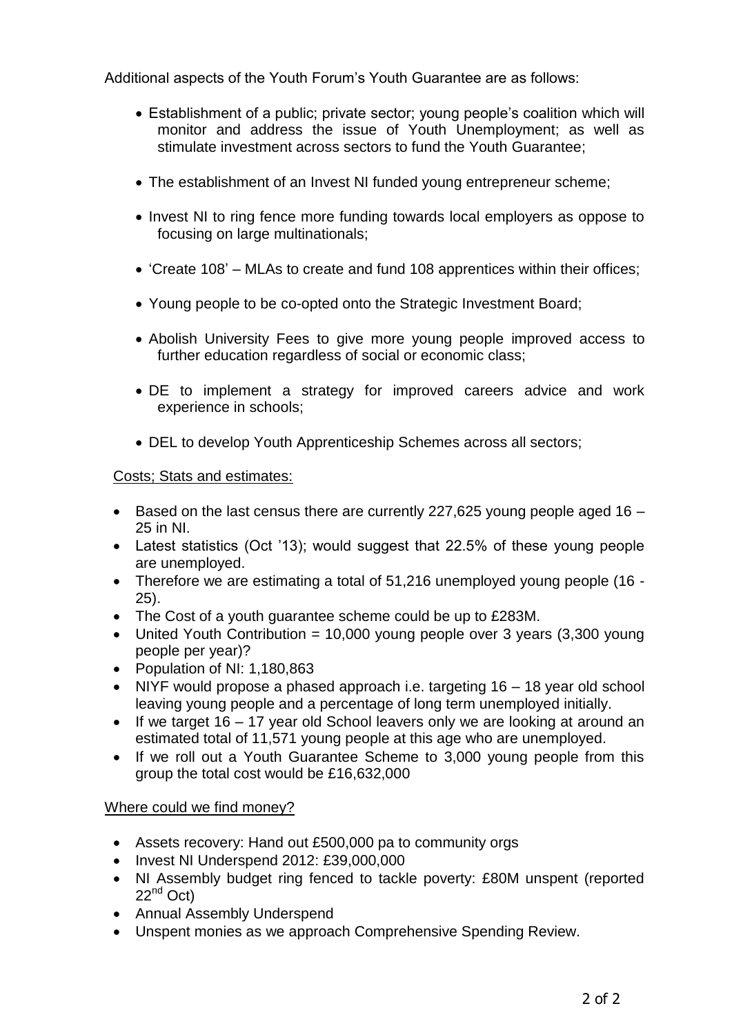Additional aspects of the Youth Forum's Youth Guarantee are as follows:

- Establishment of a public; private sector; young people's coalition which will monitor and address the issue of Youth Unemployment; as well as stimulate investment across sectors to fund the Youth Guarantee;
- The establishment of an Invest NI funded young entrepreneur scheme;
- Invest NI to ring fence more funding towards local employers as oppose to focusing on large multinationals;
- 'Create 108' – MLAs to create and fund 108 apprentices within their offices;
- Young people to be co-opted onto the Strategic Investment Board;
- Abolish University Fees to give more young people improved access to further education regardless of social or economic class;
- DE to implement a strategy for improved careers advice and work experience in schools;
- DEL to develop Youth Apprenticeship Schemes across all sectors;

<u>Costs; Stats and estimates:</u>

- Based on the last census there are currently 227,625 young people aged 16 – 25 in NI.
- Latest statistics (Oct '13); would suggest that 22.5% of these young people are unemployed.
- Therefore we are estimating a total of 51,216 unemployed young people (16 - 25).
- The Cost of a youth guarantee scheme could be up to £283M.
- United Youth Contribution = 10,000 young people over 3 years (3,300 young people per year)?
- Population of NI: 1,180,863
- NIYF would propose a phased approach i.e. targeting 16 – 18 year old school leaving young people and a percentage of long term unemployed initially.
- If we target 16 – 17 year old School leavers only we are looking at around an estimated total of 11,571 young people at this age who are unemployed.
- If we roll out a Youth Guarantee Scheme to 3,000 young people from this group the total cost would be £16,632,000

<u>Where could we find money?</u>

- Assets recovery: Hand out £500,000 pa to community orgs
- Invest NI Underspend 2012: £39,000,000
- NI Assembly budget ring fenced to tackle poverty: £80M unspent (reported 22nd Oct)
- Annual Assembly Underspend
- Unspent monies as we approach Comprehensive Spending Review.